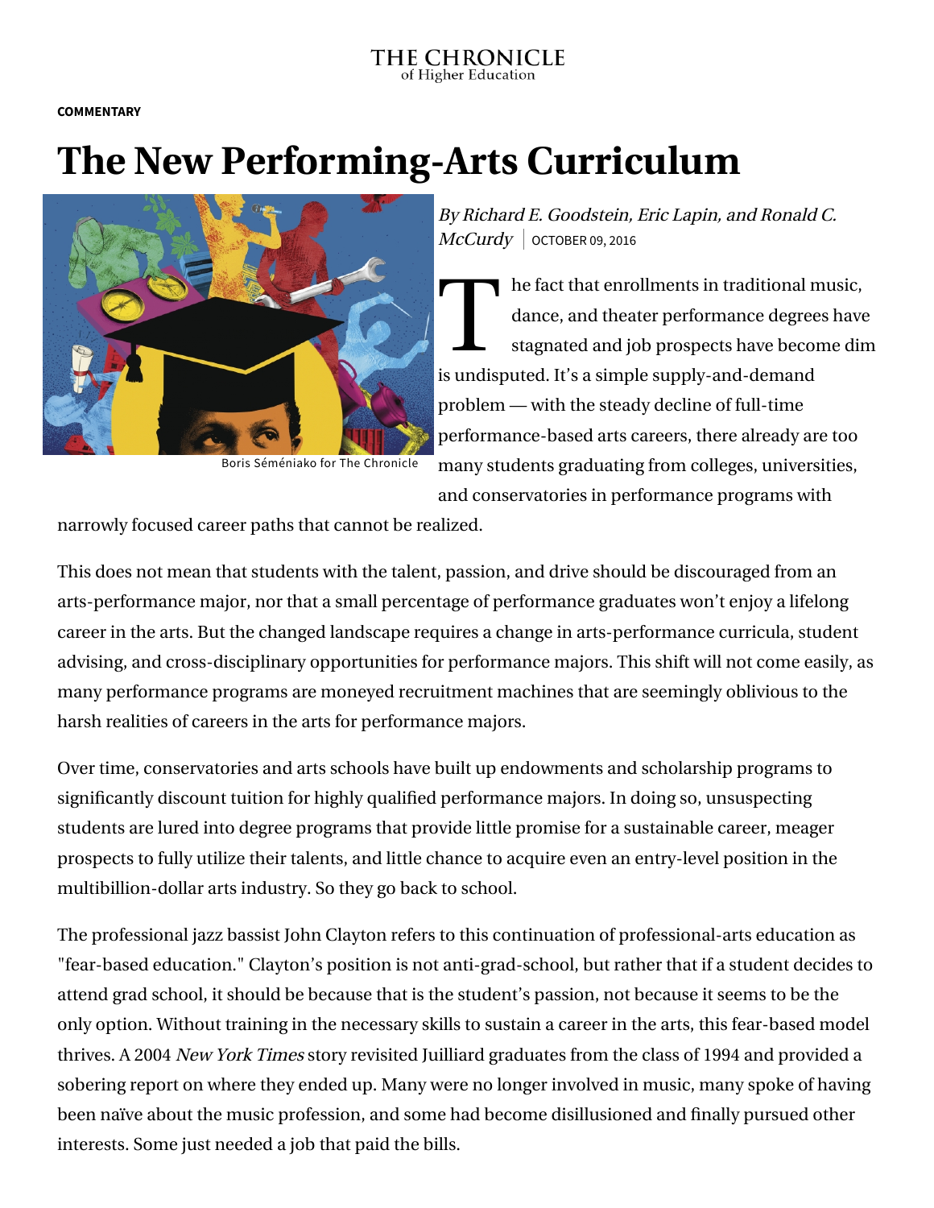THE CHRONICLE of Higher Education

COMMENTARY

# The New Performing-Arts Curriculum

Boris Séméniako for The Chronicle

*By Richard E. Goodstein, Eric Lapin, and Ronald C. McCurdy* | OCTOBER 09, 2016

The fact that enrollments in traditional music, dance, and theater performance degrees have stagnated and job prospects have become dim is undisputed. It's a simple supply-and-demand problem — with the steady decline of full-time performance-based arts careers, there already are too many students graduating from colleges, universities, and conservatories in performance programs with narrowly focused career paths that cannot be realized.

This does not mean that students with the talent, passion, and drive should be discouraged from an arts-performance major, nor that a small percentage of performance graduates won't enjoy a lifelong career in the arts. But the changed landscape requires a change in arts-performance curricula, student advising, and cross-disciplinary opportunities for performance majors. This shift will not come easily, as many performance programs are moneyed recruitment machines that are seemingly oblivious to the harsh realities of careers in the arts for performance majors.

Over time, conservatories and arts schools have built up endowments and scholarship programs to significantly discount tuition for highly qualified performance majors. In doing so, unsuspecting students are lured into degree programs that provide little promise for a sustainable career, meager prospects to fully utilize their talents, and little chance to acquire even an entry-level position in the multibillion-dollar arts industry. So they go back to school.

The professional jazz bassist John Clayton refers to this continuation of professional-arts education as "fear-based education." Clayton's position is not anti-grad-school, but rather that if a student decides to attend grad school, it should be because that is the student's passion, not because it seems to be the only option. Without training in the necessary skills to sustain a career in the arts, this fear-based model thrives. A 2004 *New York Times* story revisited Juilliard graduates from the class of 1994 and provided a sobering report on where they ended up. Many were no longer involved in music, many spoke of having been naïve about the music profession, and some had become disillusioned and finally pursued other interests. Some just needed a job that paid the bills.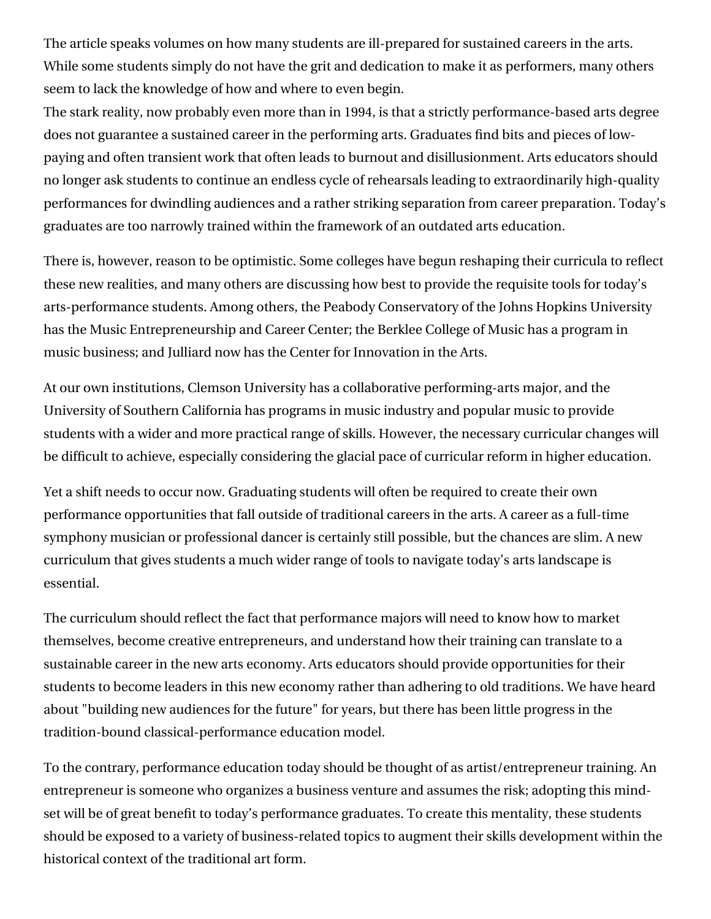The article speaks volumes on how many students are ill-prepared for sustained careers in the arts. While some students simply do not have the grit and dedication to make it as performers, many others seem to lack the knowledge of how and where to even begin.

The stark reality, now probably even more than in 1994, is that a strictly performance-based arts degree does not guarantee a sustained career in the performing arts. Graduates find bits and pieces of low-paying and often transient work that often leads to burnout and disillusionment. Arts educators should no longer ask students to continue an endless cycle of rehearsals leading to extraordinarily high-quality performances for dwindling audiences and a rather striking separation from career preparation. Today's graduates are too narrowly trained within the framework of an outdated arts education.

There is, however, reason to be optimistic. Some colleges have begun reshaping their curricula to reflect these new realities, and many others are discussing how best to provide the requisite tools for today's arts-performance students. Among others, the Peabody Conservatory of the Johns Hopkins University has the Music Entrepreneurship and Career Center; the Berklee College of Music has a program in music business; and Julliard now has the Center for Innovation in the Arts.

At our own institutions, Clemson University has a collaborative performing-arts major, and the University of Southern California has programs in music industry and popular music to provide students with a wider and more practical range of skills. However, the necessary curricular changes will be difficult to achieve, especially considering the glacial pace of curricular reform in higher education.

Yet a shift needs to occur now. Graduating students will often be required to create their own performance opportunities that fall outside of traditional careers in the arts. A career as a full-time symphony musician or professional dancer is certainly still possible, but the chances are slim. A new curriculum that gives students a much wider range of tools to navigate today's arts landscape is essential.

The curriculum should reflect the fact that performance majors will need to know how to market themselves, become creative entrepreneurs, and understand how their training can translate to a sustainable career in the new arts economy. Arts educators should provide opportunities for their students to become leaders in this new economy rather than adhering to old traditions. We have heard about "building new audiences for the future" for years, but there has been little progress in the tradition-bound classical-performance education model.

To the contrary, performance education today should be thought of as artist/entrepreneur training. An entrepreneur is someone who organizes a business venture and assumes the risk; adopting this mind-set will be of great benefit to today's performance graduates. To create this mentality, these students should be exposed to a variety of business-related topics to augment their skills development within the historical context of the traditional art form.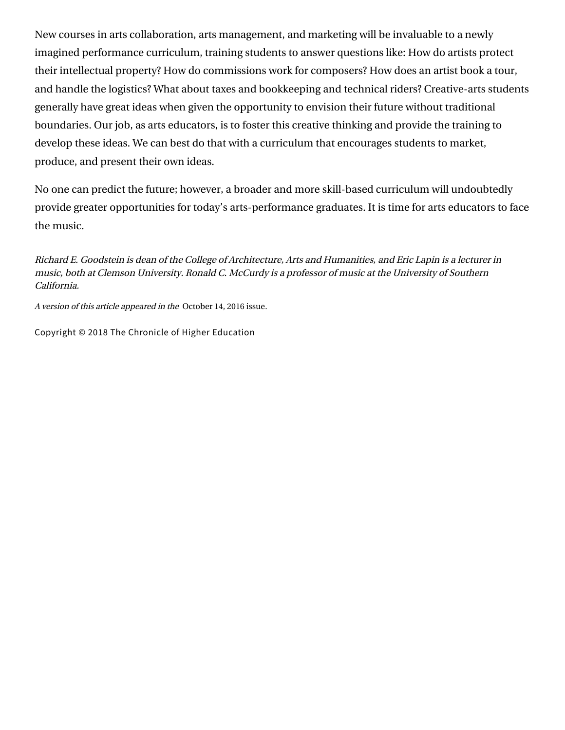New courses in arts collaboration, arts management, and marketing will be invaluable to a newly imagined performance curriculum, training students to answer questions like: How do artists protect their intellectual property? How do commissions work for composers? How does an artist book a tour, and handle the logistics? What about taxes and bookkeeping and technical riders? Creative-arts students generally have great ideas when given the opportunity to envision their future without traditional boundaries. Our job, as arts educators, is to foster this creative thinking and provide the training to develop these ideas. We can best do that with a curriculum that encourages students to market, produce, and present their own ideas.

No one can predict the future; however, a broader and more skill-based curriculum will undoubtedly provide greater opportunities for today's arts-performance graduates. It is time for arts educators to face the music.

*Richard E. Goodstein is dean of the College of Architecture, Arts and Humanities, and Eric Lapin is a lecturer in music, both at Clemson University. Ronald C. McCurdy is a professor of music at the University of Southern California.*

*A version of this article appeared in the* October 14, 2016 issue.

Copyright © 2018 The Chronicle of Higher Education